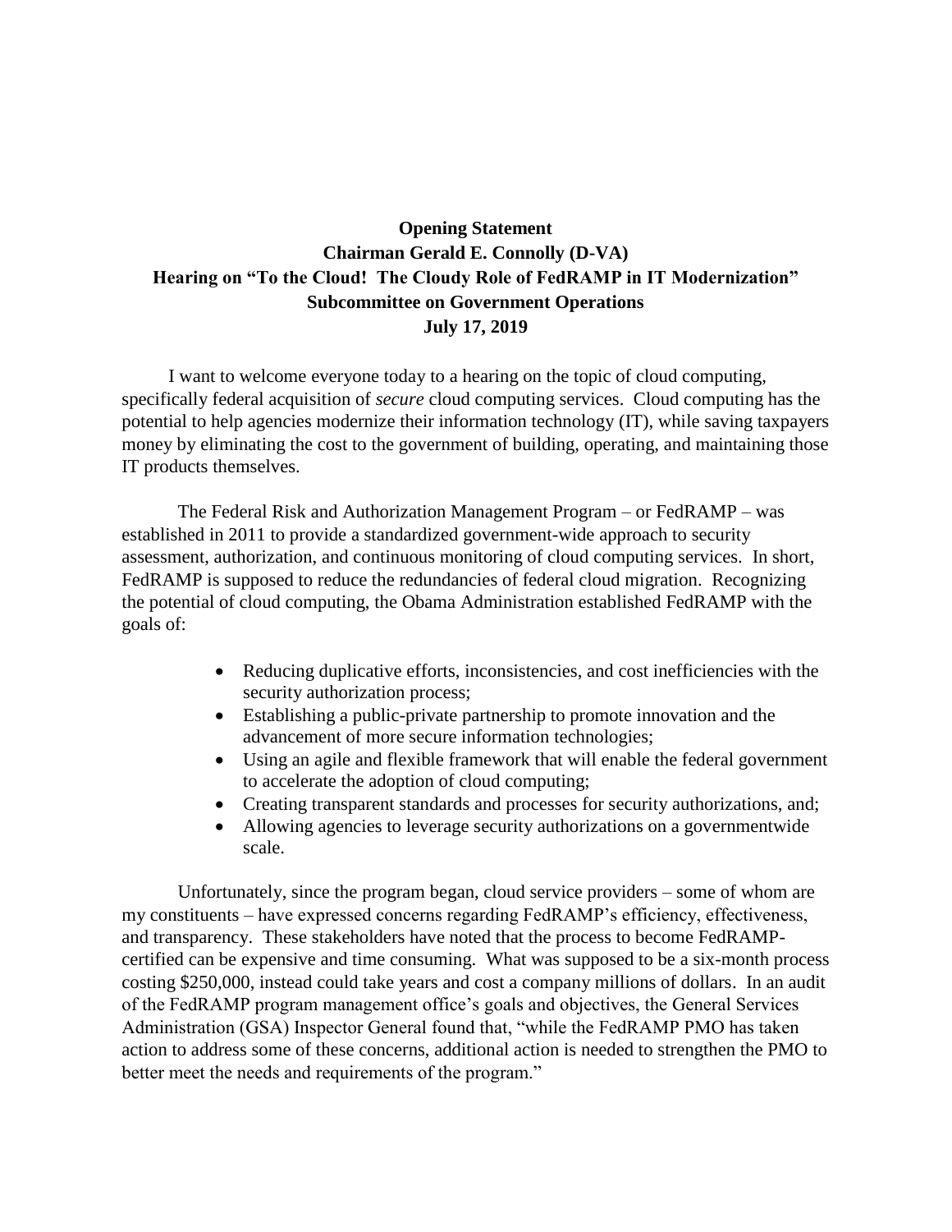**Opening Statement**
**Chairman Gerald E. Connolly (D-VA)**
**Hearing on "To the Cloud! The Cloudy Role of FedRAMP in IT Modernization"**
**Subcommittee on Government Operations**
**July 17, 2019**

I want to welcome everyone today to a hearing on the topic of cloud computing, specifically federal acquisition of *secure* cloud computing services. Cloud computing has the potential to help agencies modernize their information technology (IT), while saving taxpayers money by eliminating the cost to the government of building, operating, and maintaining those IT products themselves.

The Federal Risk and Authorization Management Program – or FedRAMP – was established in 2011 to provide a standardized government-wide approach to security assessment, authorization, and continuous monitoring of cloud computing services. In short, FedRAMP is supposed to reduce the redundancies of federal cloud migration. Recognizing the potential of cloud computing, the Obama Administration established FedRAMP with the goals of:

- Reducing duplicative efforts, inconsistencies, and cost inefficiencies with the security authorization process;
- Establishing a public-private partnership to promote innovation and the advancement of more secure information technologies;
- Using an agile and flexible framework that will enable the federal government to accelerate the adoption of cloud computing;
- Creating transparent standards and processes for security authorizations, and;
- Allowing agencies to leverage security authorizations on a governmentwide scale.

Unfortunately, since the program began, cloud service providers – some of whom are my constituents – have expressed concerns regarding FedRAMP's efficiency, effectiveness, and transparency. These stakeholders have noted that the process to become FedRAMP-certified can be expensive and time consuming. What was supposed to be a six-month process costing $250,000, instead could take years and cost a company millions of dollars. In an audit of the FedRAMP program management office's goals and objectives, the General Services Administration (GSA) Inspector General found that, "while the FedRAMP PMO has taken action to address some of these concerns, additional action is needed to strengthen the PMO to better meet the needs and requirements of the program."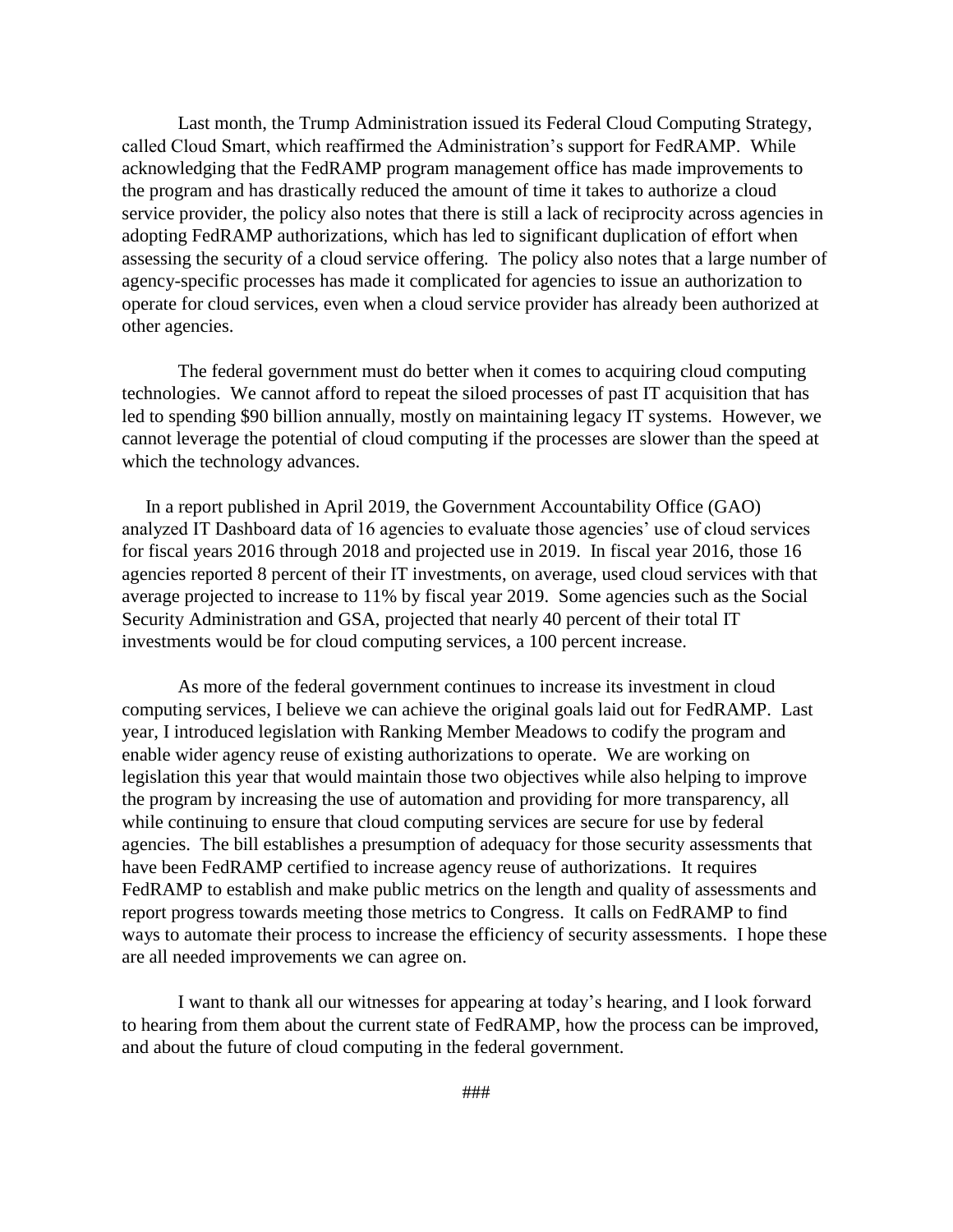Last month, the Trump Administration issued its Federal Cloud Computing Strategy, called Cloud Smart, which reaffirmed the Administration's support for FedRAMP. While acknowledging that the FedRAMP program management office has made improvements to the program and has drastically reduced the amount of time it takes to authorize a cloud service provider, the policy also notes that there is still a lack of reciprocity across agencies in adopting FedRAMP authorizations, which has led to significant duplication of effort when assessing the security of a cloud service offering. The policy also notes that a large number of agency-specific processes has made it complicated for agencies to issue an authorization to operate for cloud services, even when a cloud service provider has already been authorized at other agencies.

The federal government must do better when it comes to acquiring cloud computing technologies. We cannot afford to repeat the siloed processes of past IT acquisition that has led to spending $90 billion annually, mostly on maintaining legacy IT systems. However, we cannot leverage the potential of cloud computing if the processes are slower than the speed at which the technology advances.

In a report published in April 2019, the Government Accountability Office (GAO) analyzed IT Dashboard data of 16 agencies to evaluate those agencies' use of cloud services for fiscal years 2016 through 2018 and projected use in 2019. In fiscal year 2016, those 16 agencies reported 8 percent of their IT investments, on average, used cloud services with that average projected to increase to 11% by fiscal year 2019. Some agencies such as the Social Security Administration and GSA, projected that nearly 40 percent of their total IT investments would be for cloud computing services, a 100 percent increase.

As more of the federal government continues to increase its investment in cloud computing services, I believe we can achieve the original goals laid out for FedRAMP. Last year, I introduced legislation with Ranking Member Meadows to codify the program and enable wider agency reuse of existing authorizations to operate. We are working on legislation this year that would maintain those two objectives while also helping to improve the program by increasing the use of automation and providing for more transparency, all while continuing to ensure that cloud computing services are secure for use by federal agencies. The bill establishes a presumption of adequacy for those security assessments that have been FedRAMP certified to increase agency reuse of authorizations. It requires FedRAMP to establish and make public metrics on the length and quality of assessments and report progress towards meeting those metrics to Congress. It calls on FedRAMP to find ways to automate their process to increase the efficiency of security assessments. I hope these are all needed improvements we can agree on.

I want to thank all our witnesses for appearing at today's hearing, and I look forward to hearing from them about the current state of FedRAMP, how the process can be improved, and about the future of cloud computing in the federal government.

###